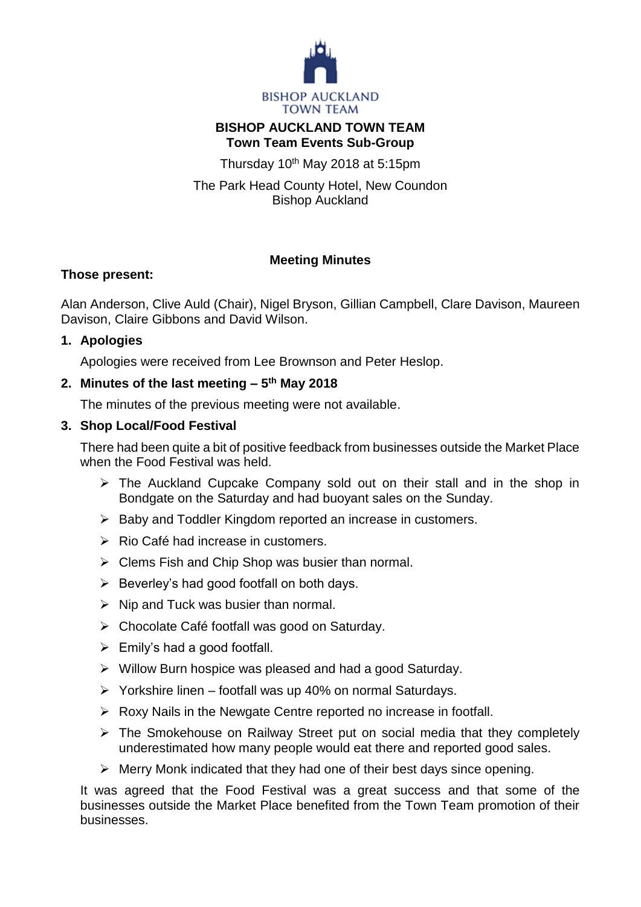BISHOP AUCKLAND
TOWN TEAM

# BISHOP AUCKLAND TOWN TEAM
## Town Team Events Sub-Group

Thursday 10th May 2018 at 5:15pm

The Park Head County Hotel, New Coundon
Bishop Auckland

**Meeting Minutes**

**Those present:**

Alan Anderson, Clive Auld (Chair), Nigel Bryson, Gillian Campbell, Clare Davison, Maureen Davison, Claire Gibbons and David Wilson.

### 1. Apologies

Apologies were received from Lee Brownson and Peter Heslop.

### 2. Minutes of the last meeting – 5th May 2018

The minutes of the previous meeting were not available.

### 3. Shop Local/Food Festival

There had been quite a bit of positive feedback from businesses outside the Market Place when the Food Festival was held.

- The Auckland Cupcake Company sold out on their stall and in the shop in Bondgate on the Saturday and had buoyant sales on the Sunday.
- Baby and Toddler Kingdom reported an increase in customers.
- Rio Café had increase in customers.
- Clems Fish and Chip Shop was busier than normal.
- Beverley's had good footfall on both days.
- Nip and Tuck was busier than normal.
- Chocolate Café footfall was good on Saturday.
- Emily's had a good footfall.
- Willow Burn hospice was pleased and had a good Saturday.
- Yorkshire linen – footfall was up 40% on normal Saturdays.
- Roxy Nails in the Newgate Centre reported no increase in footfall.
- The Smokehouse on Railway Street put on social media that they completely underestimated how many people would eat there and reported good sales.
- Merry Monk indicated that they had one of their best days since opening.

It was agreed that the Food Festival was a great success and that some of the businesses outside the Market Place benefited from the Town Team promotion of their businesses.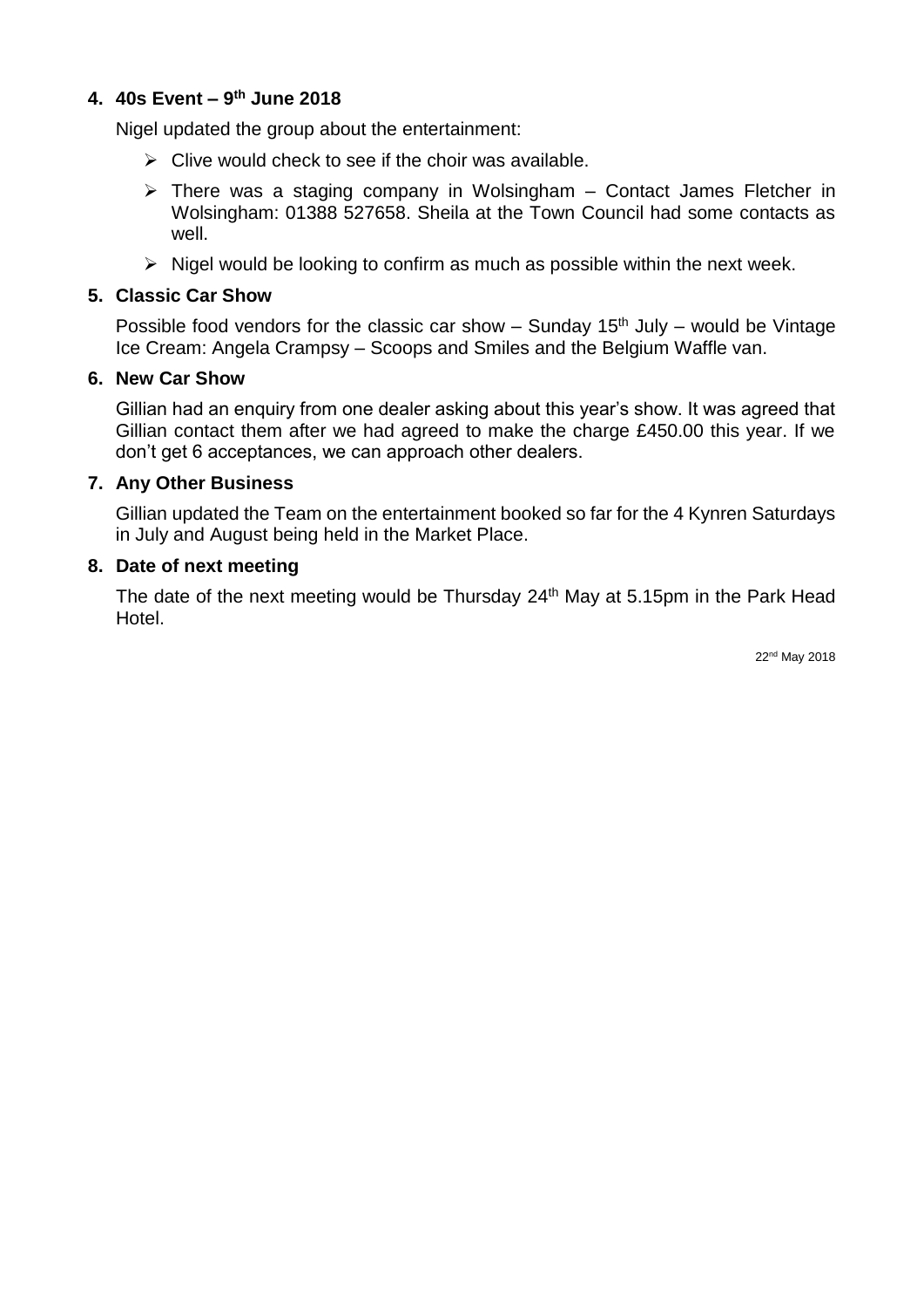## 4. 40s Event – 9th June 2018

Nigel updated the group about the entertainment:

- Clive would check to see if the choir was available.
- There was a staging company in Wolsingham – Contact James Fletcher in Wolsingham: 01388 527658. Sheila at the Town Council had some contacts as well.
- Nigel would be looking to confirm as much as possible within the next week.

## 5. Classic Car Show

Possible food vendors for the classic car show – Sunday 15th July – would be Vintage Ice Cream: Angela Crampsy – Scoops and Smiles and the Belgium Waffle van.

## 6. New Car Show

Gillian had an enquiry from one dealer asking about this year's show. It was agreed that Gillian contact them after we had agreed to make the charge £450.00 this year. If we don't get 6 acceptances, we can approach other dealers.

## 7. Any Other Business

Gillian updated the Team on the entertainment booked so far for the 4 Kynren Saturdays in July and August being held in the Market Place.

## 8. Date of next meeting

The date of the next meeting would be Thursday 24th May at 5.15pm in the Park Head Hotel.

22nd May 2018